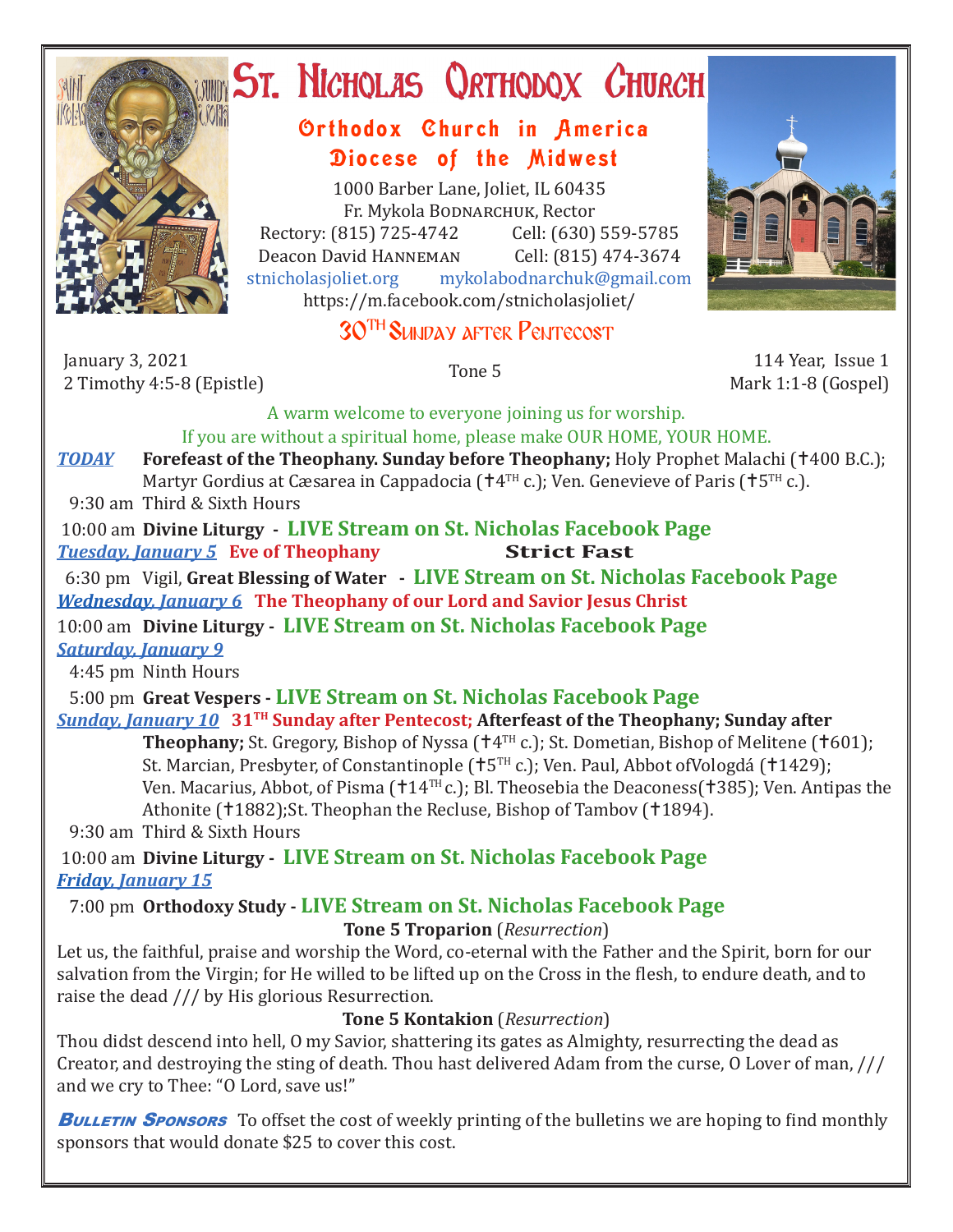# St. Nicholas Orthodox Church

## Orthodox Church in America
## Diocese of the Midwest

1000 Barber Lane, Joliet, IL 60435
Fr. Mykola Bodnarchuk, Rector
Rectory: (815) 725-4742 Cell: (630) 559-5785
Deacon David Hanneman Cell: (815) 474-3674
stnicholasjoliet.org mykolabodnarchuk@gmail.com
https://m.facebook.com/stnicholasjoliet/

## 30TH Sunday after Pentecost

January 3, 2021
2 Timothy 4:5-8 (Epistle)

Tone 5

114 Year, Issue 1
Mark 1:1-8 (Gospel)

A warm welcome to everyone joining us for worship.
If you are without a spiritual home, please make OUR HOME, YOUR HOME.

***TODAY*** **Forefeast of the Theophany. Sunday before Theophany;** Holy Prophet Malachi (✝400 B.C.); Martyr Gordius at Cæsarea in Cappadocia (✝4TH c.); Ven. Genevieve of Paris (✝5TH c.).

9:30 am Third & Sixth Hours

10:00 am **Divine Liturgy - LIVE Stream on St. Nicholas Facebook Page**

***Tuesday, January 5*** **Eve of Theophany** **Strict Fast**

6:30 pm Vigil, **Great Blessing of Water - LIVE Stream on St. Nicholas Facebook Page**

***Wednesday, January 6*** **The Theophany of our Lord and Savior Jesus Christ**

10:00 am **Divine Liturgy - LIVE Stream on St. Nicholas Facebook Page**

***Saturday, January 9***

4:45 pm Ninth Hours

5:00 pm **Great Vespers - LIVE Stream on St. Nicholas Facebook Page**

***Sunday, January 10*** **31TH Sunday after Pentecost; Afterfeast of the Theophany; Sunday after Theophany;** St. Gregory, Bishop of Nyssa (✝4TH c.); St. Dometian, Bishop of Melitene (✝601); St. Marcian, Presbyter, of Constantinople (✝5TH c.); Ven. Paul, Abbot ofVologdá (✝1429); Ven. Macarius, Abbot, of Pisma (✝14TH c.); Bl. Theosebia the Deaconess(✝385); Ven. Antipas the Athonite (✝1882);St. Theophan the Recluse, Bishop of Tambov (✝1894).

9:30 am Third & Sixth Hours

10:00 am **Divine Liturgy - LIVE Stream on St. Nicholas Facebook Page**

***Friday, January 15***

7:00 pm **Orthodoxy Study - LIVE Stream on St. Nicholas Facebook Page**

**Tone 5 Troparion** (*Resurrection*)

Let us, the faithful, praise and worship the Word, co-eternal with the Father and the Spirit, born for our salvation from the Virgin; for He willed to be lifted up on the Cross in the flesh, to endure death, and to raise the dead /// by His glorious Resurrection.

**Tone 5 Kontakion** (*Resurrection*)

Thou didst descend into hell, O my Savior, shattering its gates as Almighty, resurrecting the dead as Creator, and destroying the sting of death. Thou hast delivered Adam from the curse, O Lover of man, /// and we cry to Thee: "O Lord, save us!"

***Bulletin Sponsors*** To offset the cost of weekly printing of the bulletins we are hoping to find monthly sponsors that would donate $25 to cover this cost.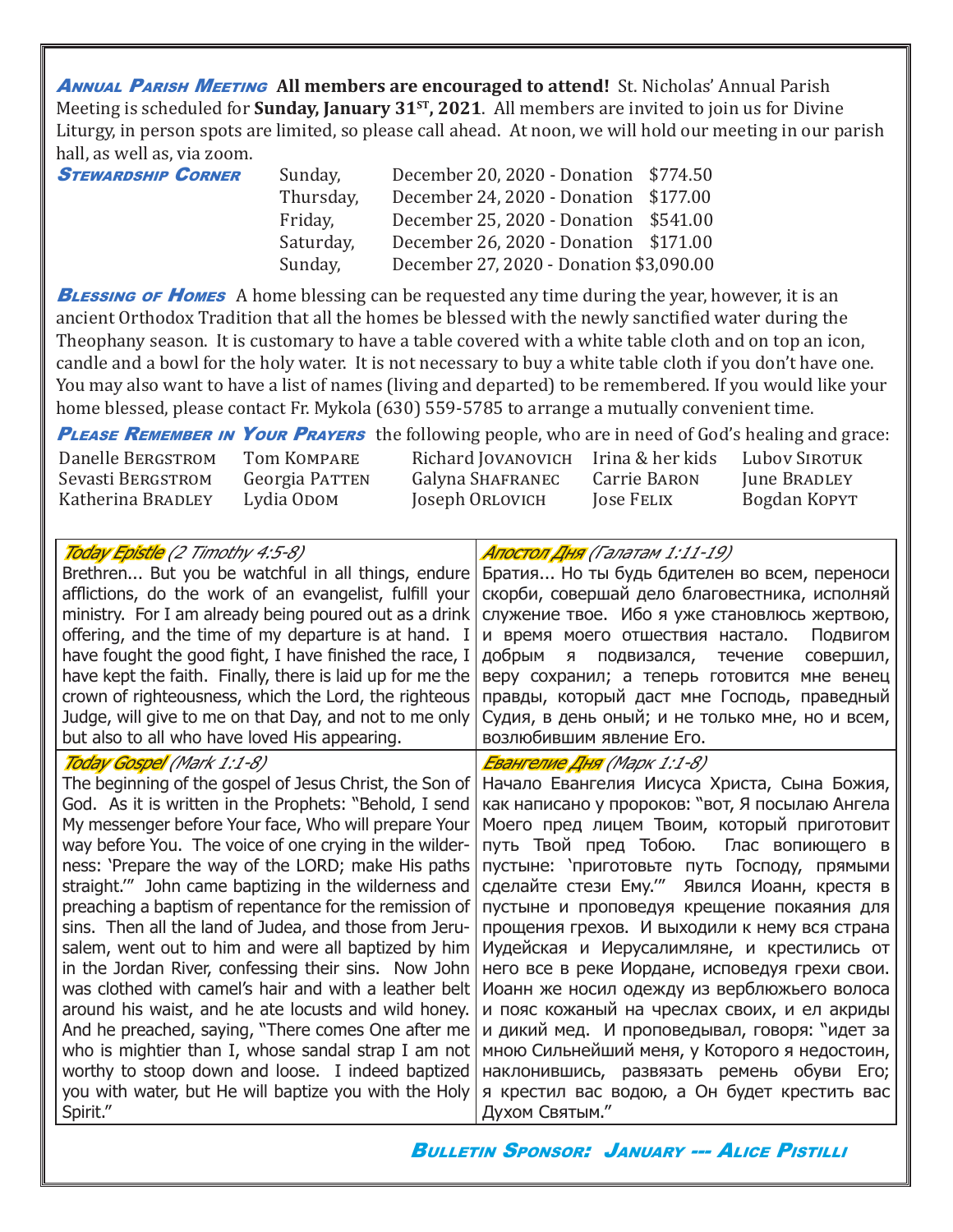**Annual Parish Meeting** **All members are encouraged to attend!** St. Nicholas' Annual Parish Meeting is scheduled for **Sunday, January 31ST, 2021**. All members are invited to join us for Divine Liturgy, in person spots are limited, so please call ahead. At noon, we will hold our meeting in our parish hall, as well as, via zoom.

**Stewardship Corner**

| | | |
|---|---|---|
| Sunday, | December 20, 2020 - Donation | $774.50 |
| Thursday, | December 24, 2020 - Donation | $177.00 |
| Friday, | December 25, 2020 - Donation | $541.00 |
| Saturday, | December 26, 2020 - Donation | $171.00 |
| Sunday, | December 27, 2020 - Donation | $3,090.00 |

**Blessing of Homes** A home blessing can be requested any time during the year, however, it is an ancient Orthodox Tradition that all the homes be blessed with the newly sanctified water during the Theophany season. It is customary to have a table covered with a white table cloth and on top an icon, candle and a bowl for the holy water. It is not necessary to buy a white table cloth if you don't have one. You may also want to have a list of names (living and departed) to be remembered. If you would like your home blessed, please contact Fr. Mykola (630) 559-5785 to arrange a mutually convenient time.

**Please Remember in Your Prayers** the following people, who are in need of God's healing and grace:

| | | | | |
|---|---|---|---|---|
| Danelle Bergstrom | Tom Kompare | Richard Jovanovich | Irina & her kids | Lubov Sirotuk |
| Sevasti Bergstrom | Georgia Patten | Galyna Shafranec | Carrie Baron | June Bradley |
| Katherina Bradley | Lydia Odom | Joseph Orlovich | Jose Felix | Bogdan Kopyt |

| | |
|---|---|
| *Today Epistle* (2 Timothy 4:5-8)<br>Brethren... But you be watchful in all things, endure afflictions, do the work of an evangelist, fulfill your ministry. For I am already being poured out as a drink offering, and the time of my departure is at hand. I have fought the good fight, I have finished the race, I have kept the faith. Finally, there is laid up for me the crown of righteousness, which the Lord, the righteous Judge, will give to me on that Day, and not to me only but also to all who have loved His appearing. | *Апостол Дня* (Галатам 1:11-19)<br>Братия... Но ты будь бдителен во всем, переноси скорби, совершай дело благовестника, исполняй служение твое. Ибо я уже становлюсь жертвою, и время моего отшествия настало. Подвигом добрым я подвизался, течение совершил, веру сохранил; а теперь готовится мне венец правды, который даст мне Господь, праведный Судия, в день оный; и не только мне, но и всем, возлюбившим явление Его. |
| *Today Gospel* (Mark 1:1-8)<br>The beginning of the gospel of Jesus Christ, the Son of God. As it is written in the Prophets: "Behold, I send My messenger before Your face, Who will prepare Your way before You. The voice of one crying in the wilderness: 'Prepare the way of the LORD; make His paths straight.'" John came baptizing in the wilderness and preaching a baptism of repentance for the remission of sins. Then all the land of Judea, and those from Jerusalem, went out to him and were all baptized by him in the Jordan River, confessing their sins. Now John was clothed with camel's hair and with a leather belt around his waist, and he ate locusts and wild honey. And he preached, saying, "There comes One after me who is mightier than I, whose sandal strap I am not worthy to stoop down and loose. I indeed baptized you with water, but He will baptize you with the Holy Spirit." | *Евангелие Дня* (Марк 1:1-8)<br>Начало Евангелия Иисуса Христа, Сына Божия, как написано у пророков: "вот, Я посылаю Ангела Моего пред лицем Твоим, который приготовит путь Твой пред Тобою. Глас вопиющего в пустыне: 'приготовьте путь Господу, прямыми сделайте стези Ему.'" Явился Иоанн, крестя в пустыне и проповедуя крещение покаяния для прощения грехов. И выходили к нему вся страна Иудейская и Иерусалимляне, и крестились от него все в реке Иордане, исповедуя грехи свои. Иоанн же носил одежду из верблюжьего волоса и пояс кожаный на чреслах своих, и ел акриды и дикий мед. И проповедывал, говоря: "идет за мною Сильнейший меня, у Которого я недостоин, наклонившись, развязать ремень обуви Его; я крестил вас водою, а Он будет крестить вас Духом Святым." |

**Bulletin Sponsor: January --- Alice Pistilli**